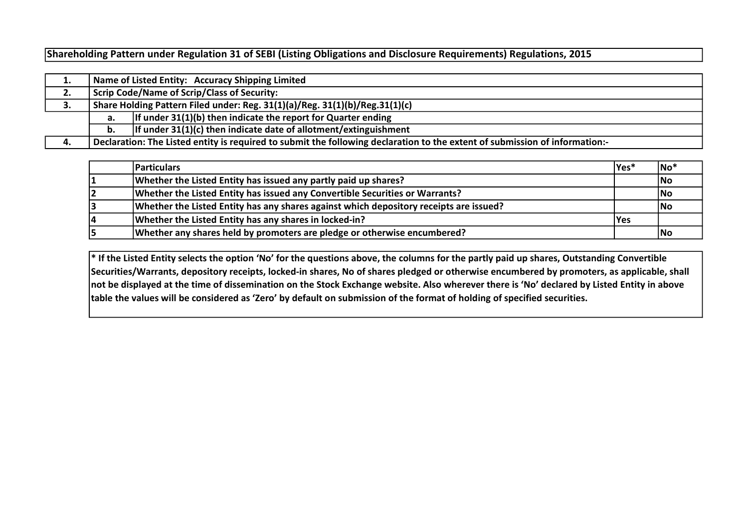# Shareholding Pattern under Regulation 31 of SEBI (Listing Obligations and Disclosure Requirements) Regulations, 2015

| | | |
|---|---|---|
| 1. | Name of Listed Entity: Accuracy Shipping Limited | |
| 2. | Scrip Code/Name of Scrip/Class of Security: | |
| 3. | Share Holding Pattern Filed under: Reg. 31(1)(a)/Reg. 31(1)(b)/Reg.31(1)(c) | |
| | a. | If under 31(1)(b) then indicate the report for Quarter ending |
| | b. | If under 31(1)(c) then indicate date of allotment/extinguishment |
| 4. | Declaration: The Listed entity is required to submit the following declaration to the extent of submission of information:- | |

| | Particulars | Yes* | No* |
|---|---|---|---|
| 1 | Whether the Listed Entity has issued any partly paid up shares? | | No |
| 2 | Whether the Listed Entity has issued any Convertible Securities or Warrants? | | No |
| 3 | Whether the Listed Entity has any shares against which depository receipts are issued? | | No |
| 4 | Whether the Listed Entity has any shares in locked-in? | Yes | |
| 5 | Whether any shares held by promoters are pledge or otherwise encumbered? | | No |

* If the Listed Entity selects the option 'No' for the questions above, the columns for the partly paid up shares, Outstanding Convertible Securities/Warrants, depository receipts, locked-in shares, No of shares pledged or otherwise encumbered by promoters, as applicable, shall not be displayed at the time of dissemination on the Stock Exchange website. Also wherever there is 'No' declared by Listed Entity in above table the values will be considered as 'Zero' by default on submission of the format of holding of specified securities.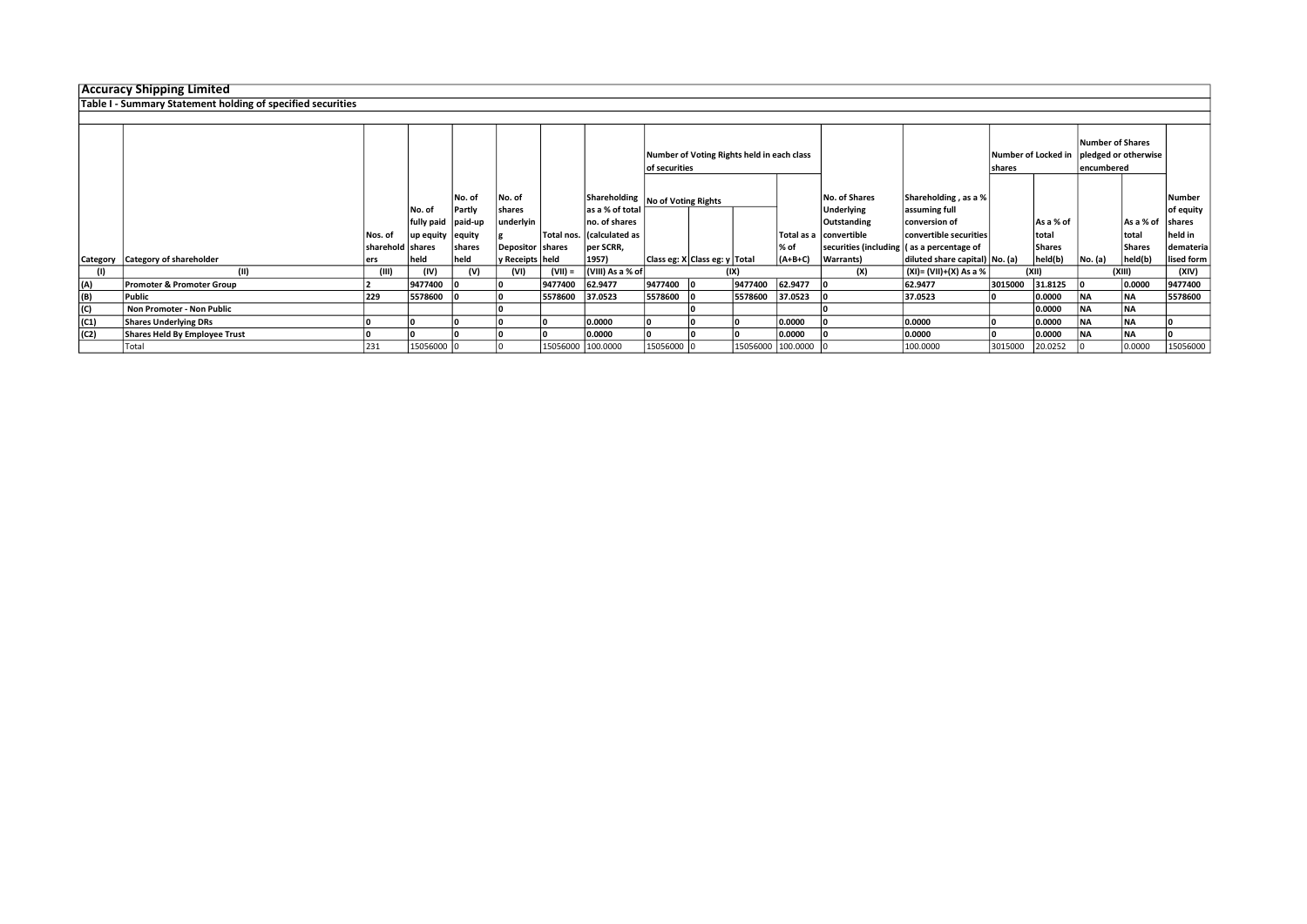## Accuracy Shipping Limited

### Table I - Summary Statement holding of specified securities

| Category | Category of shareholder | Nos. of shareholders | No. of fully paid up equity shares held | No. of Partly paid-up equity shares held | No. of shares underlying Depository Receipts | Total nos. shares held | Shareholding as a % of total no. of shares (calculated as per SCRR, 1957) | Number of Voting Rights held in each class of securities | | | | No. of Shares Underlying Outstanding convertible securities (including Warrants) | Shareholding , as a % assuming full conversion of convertible securities ( as a percentage of diluted share capital) | Number of Locked in shares | | Number of Shares pledged or otherwise encumbered | | Number of equity shares held in dematerialised form |
|---|---|---|---|---|---|---|---|---|---|---|---|---|---|---|---|---|---|---|
| | | | | | | | | No of Voting Rights | | | Total as a % of (A+B+C) | | | No. (a) | As a % of total Shares held(b) | No. (a) | As a % of total Shares held(b) | |
| | | | | | | | | Class eg: X | Class eg: y | Total | | | | | | | | |
| (I) | (II) | (III) | (IV) | (V) | (VI) | (VII) = | (VIII) As a % of | (IX) | | | | (X) | (XI)= (VII)+(X) As a % | (XII) | | (XIII) | | (XIV) |
| (A) | Promoter & Promoter Group | 2 | 9477400 | 0 | 0 | 9477400 | 62.9477 | 9477400 | 0 | 9477400 | 62.9477 | 0 | 62.9477 | 3015000 | 31.8125 | 0 | 0.0000 | 9477400 |
| (B) | Public | 229 | 5578600 | 0 | 0 | 5578600 | 37.0523 | 5578600 | 0 | 5578600 | 37.0523 | 0 | 37.0523 | 0 | 0.0000 | NA | NA | 5578600 |
| (C) | Non Promoter - Non Public | | | | 0 | | | | 0 | | | 0 | | | 0.0000 | NA | NA | |
| (C1) | Shares Underlying DRs | 0 | 0 | 0 | 0 | 0 | 0.0000 | 0 | 0 | 0 | 0.0000 | 0 | 0.0000 | 0 | 0.0000 | NA | NA | 0 |
| (C2) | Shares Held By Employee Trust | 0 | 0 | 0 | 0 | 0 | 0.0000 | 0 | 0 | 0 | 0.0000 | 0 | 0.0000 | 0 | 0.0000 | NA | NA | 0 |
| | Total | 231 | 15056000 | 0 | 0 | 15056000 | 100.0000 | 15056000 | 0 | 15056000 | 100.0000 | 0 | 100.0000 | 3015000 | 20.0252 | 0 | 0.0000 | 15056000 |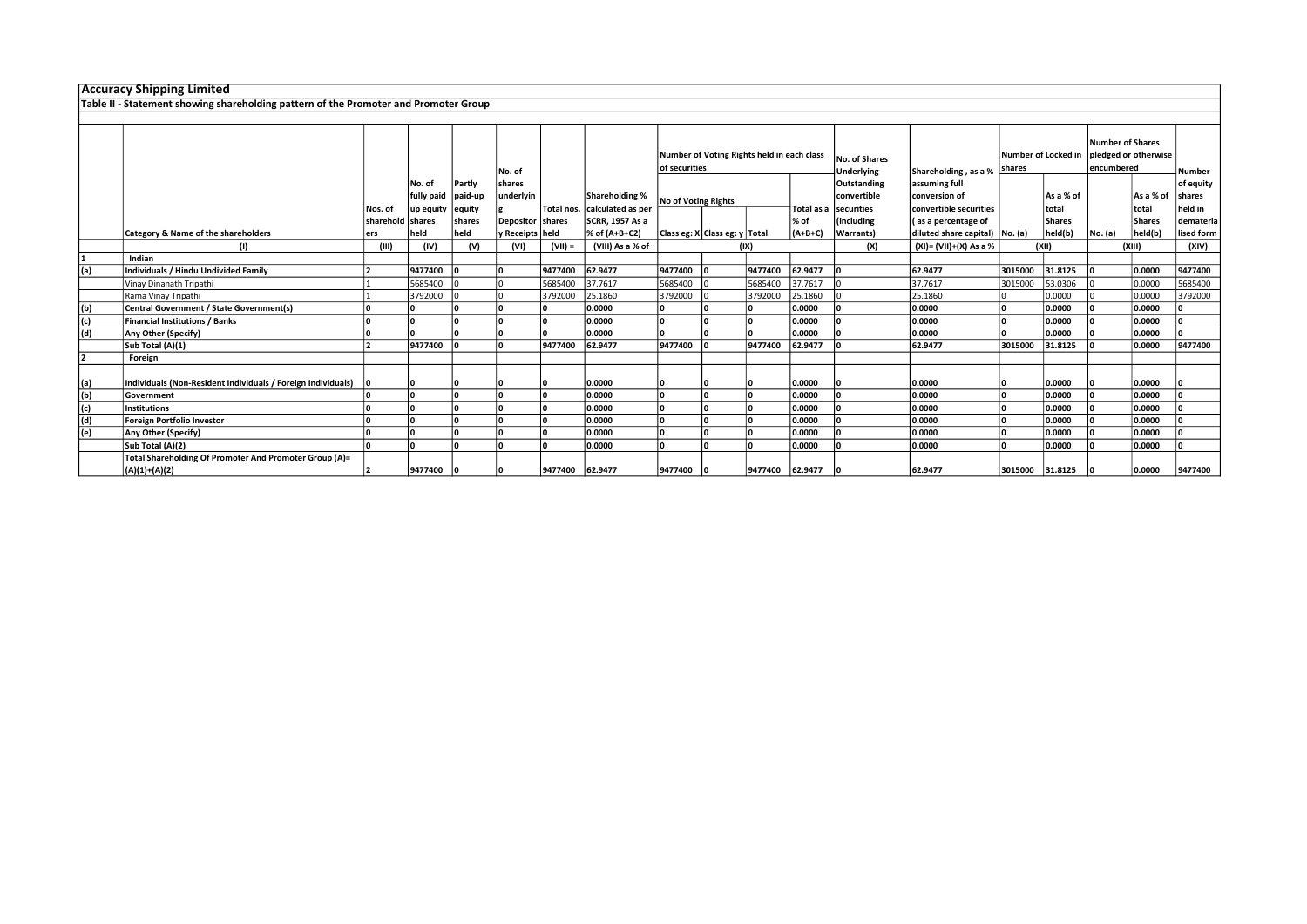**Accuracy Shipping Limited**

**Table II - Statement showing shareholding pattern of the Promoter and Promoter Group**

| | Category & Name of the shareholders | Nos. of shareholders | No. of fully paid up equity shares held | Partly paid-up equity shares held | No. of shares underlying Depository Receipts | Total nos. shares held | Shareholding % calculated as per SCRR, 1957 As a % of (A+B+C2) | Number of Voting Rights held in each class of securities | | | | No. of Shares Underlying Outstanding convertible securities (including Warrants) | Shareholding , as a % assuming full conversion of convertible securities ( as a percentage of diluted share capital) | Number of Locked in shares | | Number of Shares pledged or otherwise encumbered | | Number of equity shares held in dematerialised form |
|---|---|---|---|---|---|---|---|---|---|---|---|---|---|---|---|---|---|---|
| | | | | | | | | No of Voting Rights | | | Total as a % of (A+B+C) | | | No. (a) | As a % of total Shares held(b) | No. (a) | As a % of total Shares held(b) | |
| | | | | | | | | Class eg: X | Class eg: y | Total | | | | | | | | |
| | (I) | (III) | (IV) | (V) | (VI) | (VII) = | (VIII) As a % of | (IX) | | | | (X) | (XI)= (VII)+(X) As a % | (XII) | | (XIII) | | (XIV) |
| 1 | Indian | | | | | | | | | | | | | | | | | |
| (a) | Individuals / Hindu Undivided Family | 2 | 9477400 | 0 | 0 | 9477400 | 62.9477 | 9477400 | 0 | 9477400 | 62.9477 | 0 | 62.9477 | 3015000 | 31.8125 | 0 | 0.0000 | 9477400 |
| | Vinay Dinanath Tripathi | 1 | 5685400 | 0 | 0 | 5685400 | 37.7617 | 5685400 | 0 | 5685400 | 37.7617 | 0 | 37.7617 | 3015000 | 53.0306 | 0 | 0.0000 | 5685400 |
| | Rama Vinay Tripathi | 1 | 3792000 | 0 | 0 | 3792000 | 25.1860 | 3792000 | 0 | 3792000 | 25.1860 | 0 | 25.1860 | 0 | 0.0000 | 0 | 0.0000 | 3792000 |
| (b) | Central Government / State Government(s) | 0 | 0 | 0 | 0 | 0 | 0.0000 | 0 | 0 | 0 | 0.0000 | 0 | 0.0000 | 0 | 0.0000 | 0 | 0.0000 | 0 |
| (c) | Financial Institutions / Banks | 0 | 0 | 0 | 0 | 0 | 0.0000 | 0 | 0 | 0 | 0.0000 | 0 | 0.0000 | 0 | 0.0000 | 0 | 0.0000 | 0 |
| (d) | Any Other (Specify) | 0 | 0 | 0 | 0 | 0 | 0.0000 | 0 | 0 | 0 | 0.0000 | 0 | 0.0000 | 0 | 0.0000 | 0 | 0.0000 | 0 |
| | Sub Total (A)(1) | 2 | 9477400 | 0 | 0 | 9477400 | 62.9477 | 9477400 | 0 | 9477400 | 62.9477 | 0 | 62.9477 | 3015000 | 31.8125 | 0 | 0.0000 | 9477400 |
| 2 | Foreign | | | | | | | | | | | | | | | | | |
| (a) | Individuals (Non-Resident Individuals / Foreign Individuals) | 0 | 0 | 0 | 0 | 0 | 0.0000 | 0 | 0 | 0 | 0.0000 | 0 | 0.0000 | 0 | 0.0000 | 0 | 0.0000 | 0 |
| (b) | Government | 0 | 0 | 0 | 0 | 0 | 0.0000 | 0 | 0 | 0 | 0.0000 | 0 | 0.0000 | 0 | 0.0000 | 0 | 0.0000 | 0 |
| (c) | Institutions | 0 | 0 | 0 | 0 | 0 | 0.0000 | 0 | 0 | 0 | 0.0000 | 0 | 0.0000 | 0 | 0.0000 | 0 | 0.0000 | 0 |
| (d) | Foreign Portfolio Investor | 0 | 0 | 0 | 0 | 0 | 0.0000 | 0 | 0 | 0 | 0.0000 | 0 | 0.0000 | 0 | 0.0000 | 0 | 0.0000 | 0 |
| (e) | Any Other (Specify) | 0 | 0 | 0 | 0 | 0 | 0.0000 | 0 | 0 | 0 | 0.0000 | 0 | 0.0000 | 0 | 0.0000 | 0 | 0.0000 | 0 |
| | Sub Total (A)(2) | 0 | 0 | 0 | 0 | 0 | 0.0000 | 0 | 0 | 0 | 0.0000 | 0 | 0.0000 | 0 | 0.0000 | 0 | 0.0000 | 0 |
| | Total Shareholding Of Promoter And Promoter Group (A)= (A)(1)+(A)(2) | 2 | 9477400 | 0 | 0 | 9477400 | 62.9477 | 9477400 | 0 | 9477400 | 62.9477 | 0 | 62.9477 | 3015000 | 31.8125 | 0 | 0.0000 | 9477400 |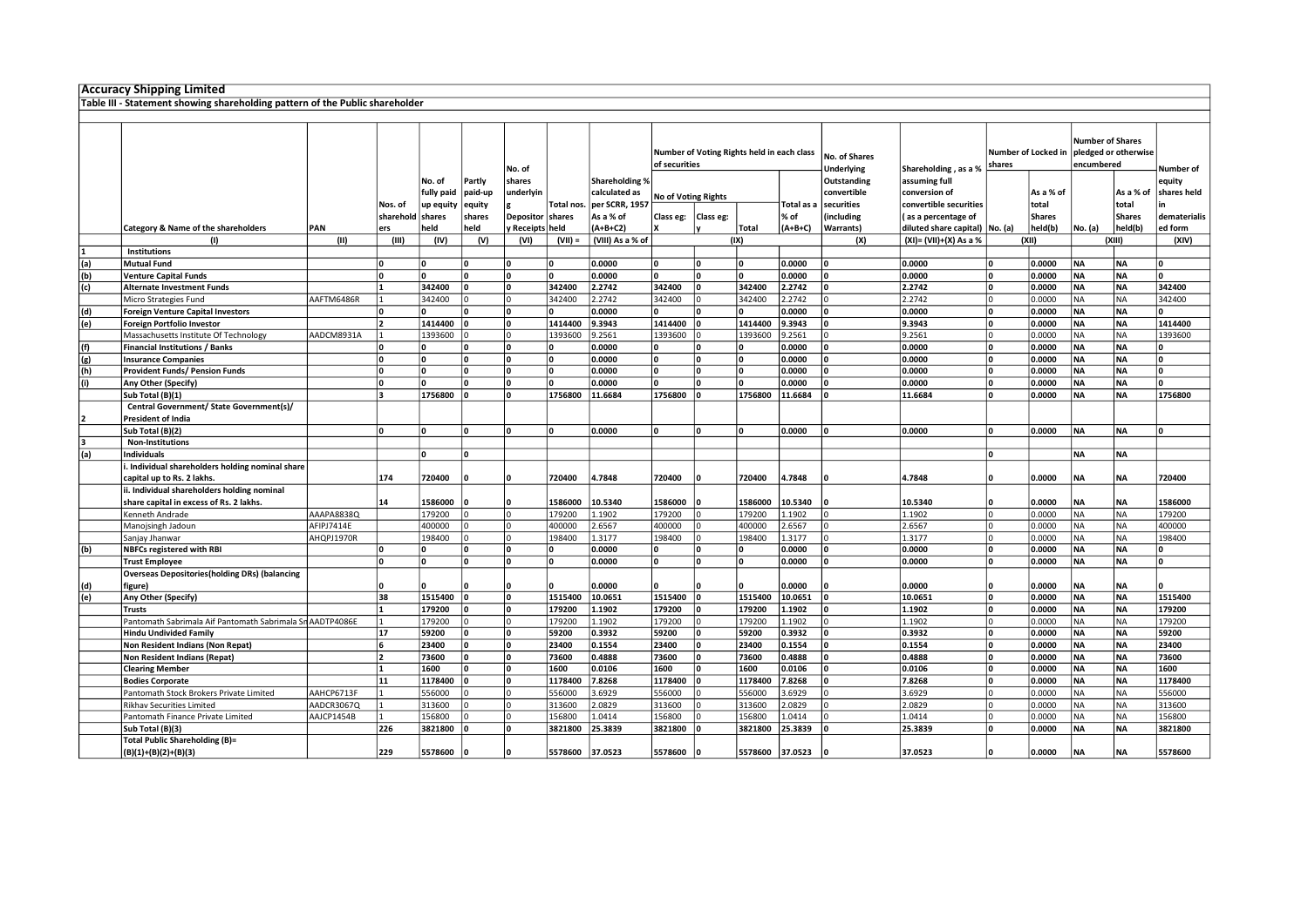**Accuracy Shipping Limited**

**Table III - Statement showing shareholding pattern of the Public shareholder**

| | Category & Name of the shareholders | PAN | Nos. of shareholders | No. of fully paid up equity shares held | Partly paid-up equity shares held | No. of shares underlying Depository Receipts | Total nos. shares held | Shareholding % calculated as per SCRR, 1957 As a % of (A+B+C2) | Number of Voting Rights held in each class of securities | | | | No. of Shares Underlying Outstanding convertible securities (including Warrants) | Shareholding , as a % assuming full conversion of convertible securities ( as a percentage of diluted share capital) | Number of Locked in shares | | Number of Shares pledged or otherwise encumbered | | Number of equity shares held in dematerialised form |
|---|---|---|---|---|---|---|---|---|---|---|---|---|---|---|---|---|---|---|---|
| | | | | | | | | | No of Voting Rights | | | Total as a % of (A+B+C) | | | No. (a) | As a % of total Shares held(b) | No. (a) | As a % of total Shares held(b) | |
| | | | | | | | | | Class eg: X | Class eg: y | Total | | | | | | | | |
| | (I) | (II) | (III) | (IV) | (V) | (VI) | (VII) = | (VIII) As a % of | (IX) | | | | (X) | (XI)= (VII)+(X) As a % | (XII) | | (XIII) | | (XIV) |
| 1 | **Institutions** | | | | | | | | | | | | | | | | | | |
| (a) | **Mutual Fund** | | 0 | 0 | 0 | 0 | 0 | 0.0000 | 0 | 0 | 0 | 0.0000 | 0 | 0.0000 | 0 | 0.0000 | NA | NA | 0 |
| (b) | **Venture Capital Funds** | | 0 | 0 | 0 | 0 | 0 | 0.0000 | 0 | 0 | 0 | 0.0000 | 0 | 0.0000 | 0 | 0.0000 | NA | NA | 0 |
| (c) | **Alternate Investment Funds** | | 1 | 342400 | 0 | 0 | 342400 | 2.2742 | 342400 | 0 | 342400 | 2.2742 | 0 | 2.2742 | 0 | 0.0000 | NA | NA | 342400 |
| | Micro Strategies Fund | AAFTM6486R | 1 | 342400 | 0 | 0 | 342400 | 2.2742 | 342400 | 0 | 342400 | 2.2742 | 0 | 2.2742 | 0 | 0.0000 | NA | NA | 342400 |
| (d) | **Foreign Venture Capital Investors** | | 0 | 0 | 0 | 0 | 0 | 0.0000 | 0 | 0 | 0 | 0.0000 | 0 | 0.0000 | 0 | 0.0000 | NA | NA | 0 |
| (e) | **Foreign Portfolio Investor** | | 2 | 1414400 | 0 | 0 | 1414400 | 9.3943 | 1414400 | 0 | 1414400 | 9.3943 | 0 | 9.3943 | 0 | 0.0000 | NA | NA | 1414400 |
| | Massachusetts Institute Of Technology | AADCM8931A | 1 | 1393600 | 0 | 0 | 1393600 | 9.2561 | 1393600 | 0 | 1393600 | 9.2561 | 0 | 9.2561 | 0 | 0.0000 | NA | NA | 1393600 |
| (f) | **Financial Institutions / Banks** | | 0 | 0 | 0 | 0 | 0 | 0.0000 | 0 | 0 | 0 | 0.0000 | 0 | 0.0000 | 0 | 0.0000 | NA | NA | 0 |
| (g) | **Insurance Companies** | | 0 | 0 | 0 | 0 | 0 | 0.0000 | 0 | 0 | 0 | 0.0000 | 0 | 0.0000 | 0 | 0.0000 | NA | NA | 0 |
| (h) | **Provident Funds/ Pension Funds** | | 0 | 0 | 0 | 0 | 0 | 0.0000 | 0 | 0 | 0 | 0.0000 | 0 | 0.0000 | 0 | 0.0000 | NA | NA | 0 |
| (i) | **Any Other (Specify)** | | 0 | 0 | 0 | 0 | 0 | 0.0000 | 0 | 0 | 0 | 0.0000 | 0 | 0.0000 | 0 | 0.0000 | NA | NA | 0 |
| | **Sub Total (B)(1)** | | 3 | 1756800 | 0 | 0 | 1756800 | 11.6684 | 1756800 | 0 | 1756800 | 11.6684 | 0 | 11.6684 | 0 | 0.0000 | NA | NA | 1756800 |
| 2 | **Central Government/ State Government(s)/ President of India** | | | | | | | | | | | | | | | | | | |
| | **Sub Total (B)(2)** | | 0 | 0 | 0 | 0 | 0 | 0.0000 | 0 | 0 | 0 | 0.0000 | 0 | 0.0000 | 0 | 0.0000 | NA | NA | 0 |
| 3 | **Non-Institutions** | | | | | | | | | | | | | | | | | | |
| (a) | **Individuals** | | | 0 | 0 | | | | | | | | | | 0 | | NA | NA | |
| | **i. Individual shareholders holding nominal share capital up to Rs. 2 lakhs.** | | 174 | 720400 | 0 | 0 | 720400 | 4.7848 | 720400 | 0 | 720400 | 4.7848 | 0 | 4.7848 | 0 | 0.0000 | NA | NA | 720400 |
| | **ii. Individual shareholders holding nominal share capital in excess of Rs. 2 lakhs.** | | 14 | 1586000 | 0 | 0 | 1586000 | 10.5340 | 1586000 | 0 | 1586000 | 10.5340 | 0 | 10.5340 | 0 | 0.0000 | NA | NA | 1586000 |
| | Kenneth Andrade | AAAPA8838Q | 1 | 179200 | 0 | 0 | 179200 | 1.1902 | 179200 | 0 | 179200 | 1.1902 | 0 | 1.1902 | 0 | 0.0000 | NA | NA | 179200 |
| | Manojsingh Jadoun | AFIPJ7414E | 1 | 400000 | 0 | 0 | 400000 | 2.6567 | 400000 | 0 | 400000 | 2.6567 | 0 | 2.6567 | 0 | 0.0000 | NA | NA | 400000 |
| | Sanjay Jhanwar | AHQPJ1970R | 1 | 198400 | 0 | 0 | 198400 | 1.3177 | 198400 | 0 | 198400 | 1.3177 | 0 | 1.3177 | 0 | 0.0000 | NA | NA | 198400 |
| (b) | **NBFCs registered with RBI** | | 0 | 0 | 0 | 0 | 0 | 0.0000 | 0 | 0 | 0 | 0.0000 | 0 | 0.0000 | 0 | 0.0000 | NA | NA | 0 |
| | **Trust Employee** | | 0 | 0 | 0 | 0 | 0 | 0.0000 | 0 | 0 | 0 | 0.0000 | 0 | 0.0000 | 0 | 0.0000 | NA | NA | 0 |
| (d) | **Overseas Depositories(holding DRs) (balancing figure)** | | 0 | 0 | 0 | 0 | 0 | 0.0000 | 0 | 0 | 0 | 0.0000 | 0 | 0.0000 | 0 | 0.0000 | NA | NA | 0 |
| (e) | **Any Other (Specify)** | | 38 | 1515400 | 0 | 0 | 1515400 | 10.0651 | 1515400 | 0 | 1515400 | 10.0651 | 0 | 10.0651 | 0 | 0.0000 | NA | NA | 1515400 |
| | **Trusts** | | 1 | 179200 | 0 | 0 | 179200 | 1.1902 | 179200 | 0 | 179200 | 1.1902 | 0 | 1.1902 | 0 | 0.0000 | NA | NA | 179200 |
| | Pantomath Sabrimala Aif Pantomath Sabrimala Sr | AADTP4086E | 1 | 179200 | 0 | 0 | 179200 | 1.1902 | 179200 | 0 | 179200 | 1.1902 | 0 | 1.1902 | 0 | 0.0000 | NA | NA | 179200 |
| | **Hindu Undivided Family** | | 17 | 59200 | 0 | 0 | 59200 | 0.3932 | 59200 | 0 | 59200 | 0.3932 | 0 | 0.3932 | 0 | 0.0000 | NA | NA | 59200 |
| | **Non Resident Indians (Non Repat)** | | 6 | 23400 | 0 | 0 | 23400 | 0.1554 | 23400 | 0 | 23400 | 0.1554 | 0 | 0.1554 | 0 | 0.0000 | NA | NA | 23400 |
| | **Non Resident Indians (Repat)** | | 2 | 73600 | 0 | 0 | 73600 | 0.4888 | 73600 | 0 | 73600 | 0.4888 | 0 | 0.4888 | 0 | 0.0000 | NA | NA | 73600 |
| | **Clearing Member** | | 1 | 1600 | 0 | 0 | 1600 | 0.0106 | 1600 | 0 | 1600 | 0.0106 | 0 | 0.0106 | 0 | 0.0000 | NA | NA | 1600 |
| | **Bodies Corporate** | | 11 | 1178400 | 0 | 0 | 1178400 | 7.8268 | 1178400 | 0 | 1178400 | 7.8268 | 0 | 7.8268 | 0 | 0.0000 | NA | NA | 1178400 |
| | Pantomath Stock Brokers Private Limited | AAHCP6713F | 1 | 556000 | 0 | 0 | 556000 | 3.6929 | 556000 | 0 | 556000 | 3.6929 | 0 | 3.6929 | 0 | 0.0000 | NA | NA | 556000 |
| | Rikhav Securities Limited | AADCR3067Q | 1 | 313600 | 0 | 0 | 313600 | 2.0829 | 313600 | 0 | 313600 | 2.0829 | 0 | 2.0829 | 0 | 0.0000 | NA | NA | 313600 |
| | Pantomath Finance Private Limited | AAJCP1454B | 1 | 156800 | 0 | 0 | 156800 | 1.0414 | 156800 | 0 | 156800 | 1.0414 | 0 | 1.0414 | 0 | 0.0000 | NA | NA | 156800 |
| | **Sub Total (B)(3)** | | 226 | 3821800 | 0 | 0 | 3821800 | 25.3839 | 3821800 | 0 | 3821800 | 25.3839 | 0 | 25.3839 | 0 | 0.0000 | NA | NA | 3821800 |
| | **Total Public Shareholding (B)= (B)(1)+(B)(2)+(B)(3)** | | 229 | 5578600 | 0 | 0 | 5578600 | 37.0523 | 5578600 | 0 | 5578600 | 37.0523 | 0 | 37.0523 | 0 | 0.0000 | NA | NA | 5578600 |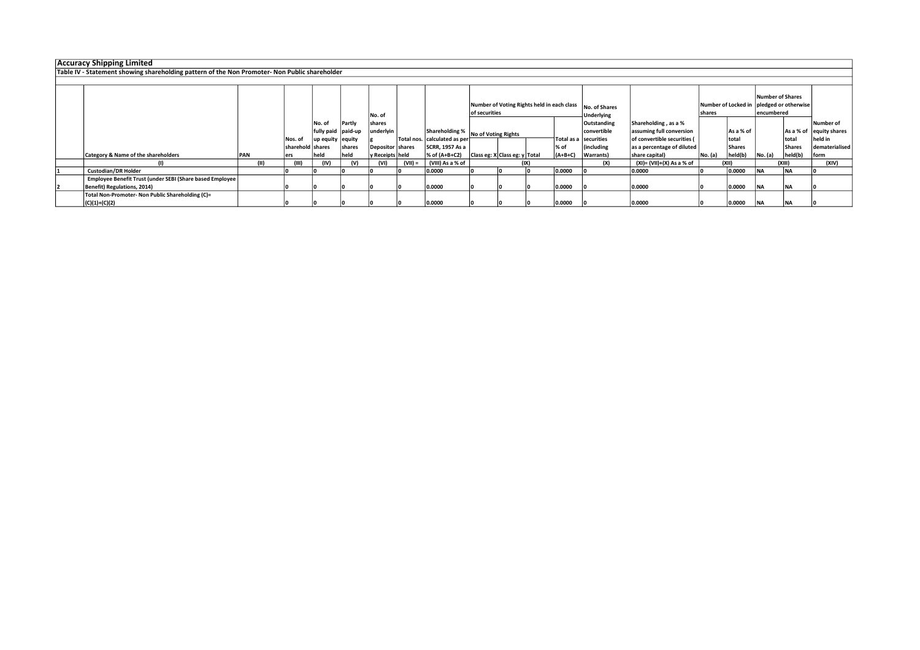## Accuracy Shipping Limited

### Table IV - Statement showing shareholding pattern of the Non Promoter- Non Public shareholder

| | Category & Name of the shareholders | PAN | Nos. of shareholders | No. of fully paid up equity shares held | Partly paid-up equity shares held | No. of shares underlying Depository Receipts | Total nos. shares held | Shareholding % calculated as per SCRR, 1957 As a % of (A+B+C2) | Number of Voting Rights held in each class of securities | | | | No. of Shares Underlying Outstanding convertible securities (including Warrants) | Shareholding , as a % assuming full conversion of convertible securities ( as a percentage of diluted share capital) | Number of Locked in shares | | Number of Shares pledged or otherwise encumbered | | Number of equity shares held in dematerialised form |
|---|---|---|---|---|---|---|---|---|---|---|---|---|---|---|---|---|---|---|---|
| | | | | | | | | | No of Voting Rights | | | Total as a % of (A+B+C) | | | No. (a) | As a % of total Shares held(b) | No. (a) | As a % of total Shares held(b) | |
| | | | | | | | | | Class eg: X | Class eg: y | Total | | | | | | | | |
| | (I) | (II) | (III) | (IV) | (V) | (VI) | (VII) = | (VIII) As a % of | (IX) | | | | (X) | (XI)= (VII)+(X) As a % of | (XII) | | (XIII) | | (XIV) |
| 1 | Custodian/DR Holder | | 0 | 0 | 0 | 0 | 0 | 0.0000 | 0 | 0 | 0 | 0.0000 | 0 | 0.0000 | 0 | 0.0000 | NA | NA | 0 |
| 2 | Employee Benefit Trust (under SEBI (Share based Employee Benefit) Regulations, 2014) | | 0 | 0 | 0 | 0 | 0 | 0.0000 | 0 | 0 | 0 | 0.0000 | 0 | 0.0000 | 0 | 0.0000 | NA | NA | 0 |
| | Total Non-Promoter- Non Public Shareholding (C)= (C)(1)+(C)(2) | | 0 | 0 | 0 | 0 | 0 | 0.0000 | 0 | 0 | 0 | 0.0000 | 0 | 0.0000 | 0 | 0.0000 | NA | NA | 0 |